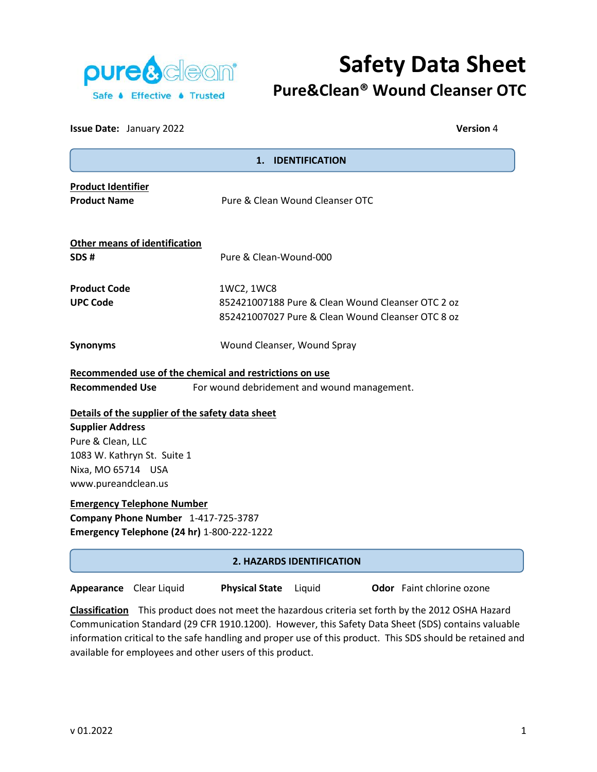# Safety Data Sheet

## Pure&Clean® Wound Cleanser OTC

**Issue Date:** January 2022 **Version** 4

## 1. IDENTIFICATION

**Product Identifier**

**Product Name** Pure & Clean Wound Cleanser OTC

**Other means of identification**

**SDS #** Pure & Clean-Wound-000

**Product Code** 1WC2, 1WC8

**UPC Code** 852421007188 Pure & Clean Wound Cleanser OTC 2 oz
852421007027 Pure & Clean Wound Cleanser OTC 8 oz

**Synonyms** Wound Cleanser, Wound Spray

**Recommended use of the chemical and restrictions on use**

**Recommended Use** For wound debridement and wound management.

**Details of the supplier of the safety data sheet**

**Supplier Address**
Pure & Clean, LLC
1083 W. Kathryn St. Suite 1
Nixa, MO 65714 USA
www.pureandclean.us

**Emergency Telephone Number**

**Company Phone Number** 1-417-725-3787
**Emergency Telephone (24 hr)** 1-800-222-1222

## 2. HAZARDS IDENTIFICATION

**Appearance** Clear Liquid **Physical State** Liquid **Odor** Faint chlorine ozone

**Classification** This product does not meet the hazardous criteria set forth by the 2012 OSHA Hazard Communication Standard (29 CFR 1910.1200). However, this Safety Data Sheet (SDS) contains valuable information critical to the safe handling and proper use of this product. This SDS should be retained and available for employees and other users of this product.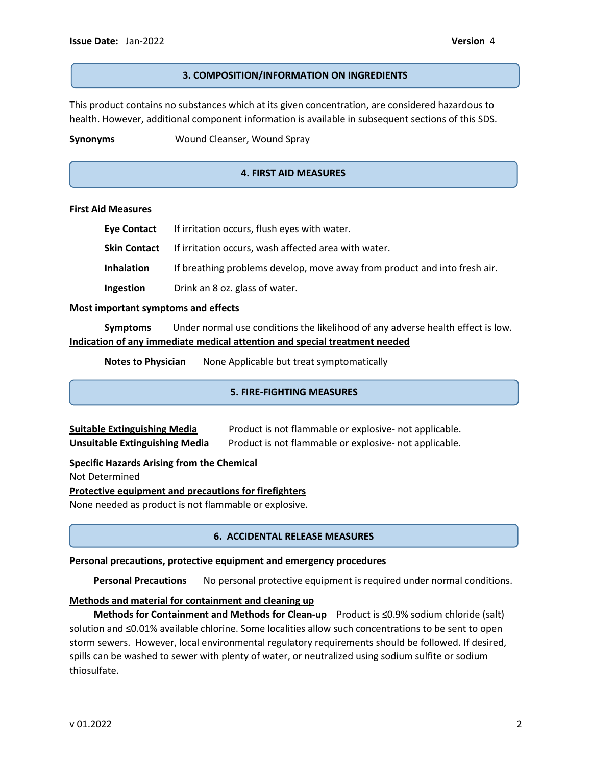## 3. COMPOSITION/INFORMATION ON INGREDIENTS

This product contains no substances which at its given concentration, are considered hazardous to health. However, additional component information is available in subsequent sections of this SDS.

**Synonyms** Wound Cleanser, Wound Spray

## 4. FIRST AID MEASURES

**First Aid Measures**

**Eye Contact** If irritation occurs, flush eyes with water.

**Skin Contact** If irritation occurs, wash affected area with water.

**Inhalation** If breathing problems develop, move away from product and into fresh air.

**Ingestion** Drink an 8 oz. glass of water.

**Most important symptoms and effects**

**Symptoms** Under normal use conditions the likelihood of any adverse health effect is low.

**Indication of any immediate medical attention and special treatment needed**

**Notes to Physician** None Applicable but treat symptomatically

## 5. FIRE-FIGHTING MEASURES

**Suitable Extinguishing Media** Product is not flammable or explosive- not applicable.

**Unsuitable Extinguishing Media** Product is not flammable or explosive- not applicable.

**Specific Hazards Arising from the Chemical**

Not Determined

**Protective equipment and precautions for firefighters**

None needed as product is not flammable or explosive.

## 6. ACCIDENTAL RELEASE MEASURES

**Personal precautions, protective equipment and emergency procedures**

**Personal Precautions** No personal protective equipment is required under normal conditions.

**Methods and material for containment and cleaning up**

**Methods for Containment and Methods for Clean-up** Product is ≤0.9% sodium chloride (salt) solution and ≤0.01% available chlorine. Some localities allow such concentrations to be sent to open storm sewers. However, local environmental regulatory requirements should be followed. If desired, spills can be washed to sewer with plenty of water, or neutralized using sodium sulfite or sodium thiosulfate.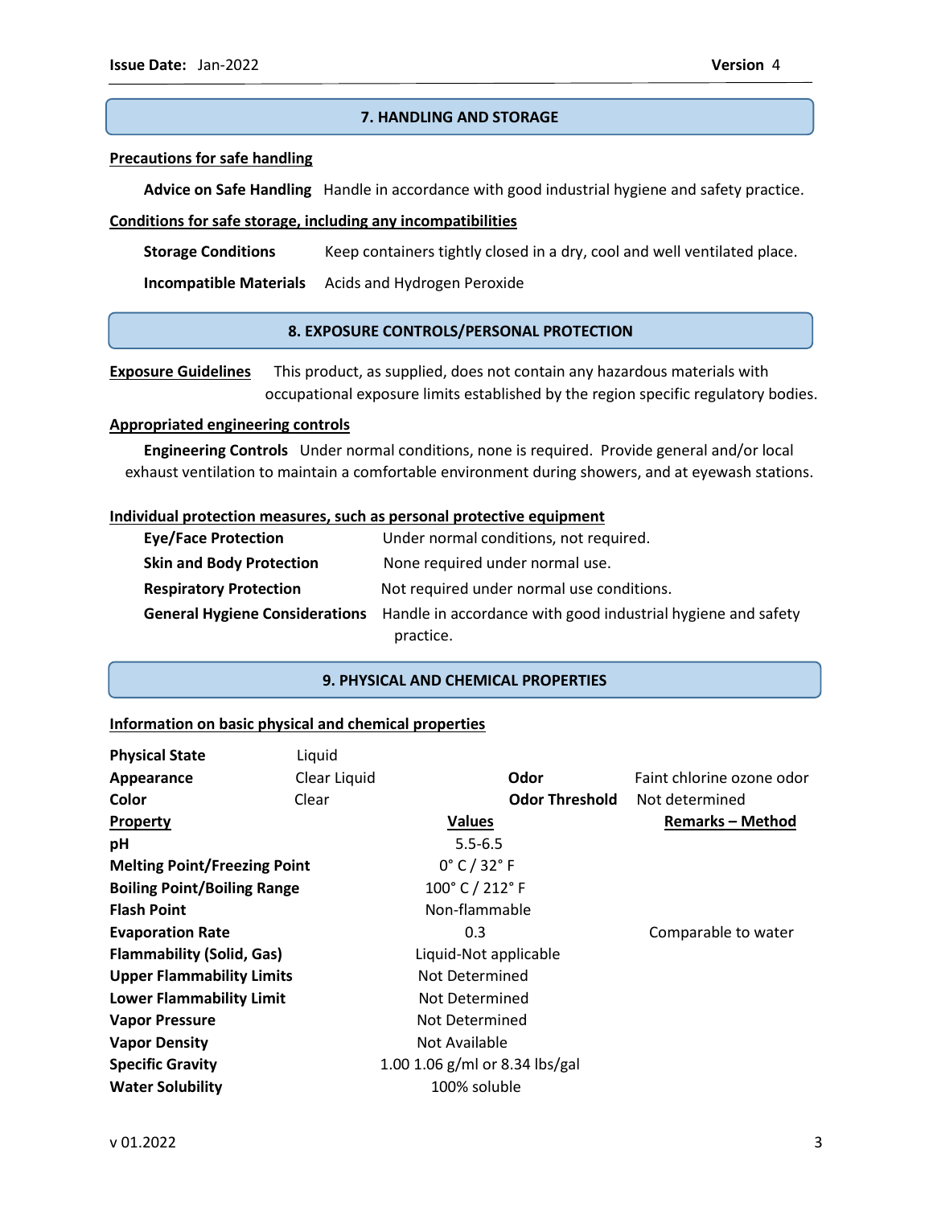## 7. HANDLING AND STORAGE

**Precautions for safe handling**

**Advice on Safe Handling** Handle in accordance with good industrial hygiene and safety practice.

**Conditions for safe storage, including any incompatibilities**

**Storage Conditions** Keep containers tightly closed in a dry, cool and well ventilated place.

**Incompatible Materials** Acids and Hydrogen Peroxide

## 8. EXPOSURE CONTROLS/PERSONAL PROTECTION

**Exposure Guidelines** This product, as supplied, does not contain any hazardous materials with occupational exposure limits established by the region specific regulatory bodies.

**Appropriated engineering controls**

**Engineering Controls** Under normal conditions, none is required. Provide general and/or local exhaust ventilation to maintain a comfortable environment during showers, and at eyewash stations.

**Individual protection measures, such as personal protective equipment**

| | |
|---|---|
| **Eye/Face Protection** | Under normal conditions, not required. |
| **Skin and Body Protection** | None required under normal use. |
| **Respiratory Protection** | Not required under normal use conditions. |
| **General Hygiene Considerations** | Handle in accordance with good industrial hygiene and safety practice. |

## 9. PHYSICAL AND CHEMICAL PROPERTIES

**Information on basic physical and chemical properties**

| | | | |
|---|---|---|---|
| **Physical State** | Liquid | | |
| **Appearance** | Clear Liquid | **Odor** | Faint chlorine ozone odor |
| **Color** | Clear | **Odor Threshold** | Not determined |

| **Property** | **Values** | **Remarks – Method** |
|---|---|---|
| **pH** | 5.5-6.5 | |
| **Melting Point/Freezing Point** | 0° C / 32° F | |
| **Boiling Point/Boiling Range** | 100° C / 212° F | |
| **Flash Point** | Non-flammable | |
| **Evaporation Rate** | 0.3 | Comparable to water |
| **Flammability (Solid, Gas)** | Liquid-Not applicable | |
| **Upper Flammability Limits** | Not Determined | |
| **Lower Flammability Limit** | Not Determined | |
| **Vapor Pressure** | Not Determined | |
| **Vapor Density** | Not Available | |
| **Specific Gravity** | 1.00 1.06 g/ml or 8.34 lbs/gal | |
| **Water Solubility** | 100% soluble | |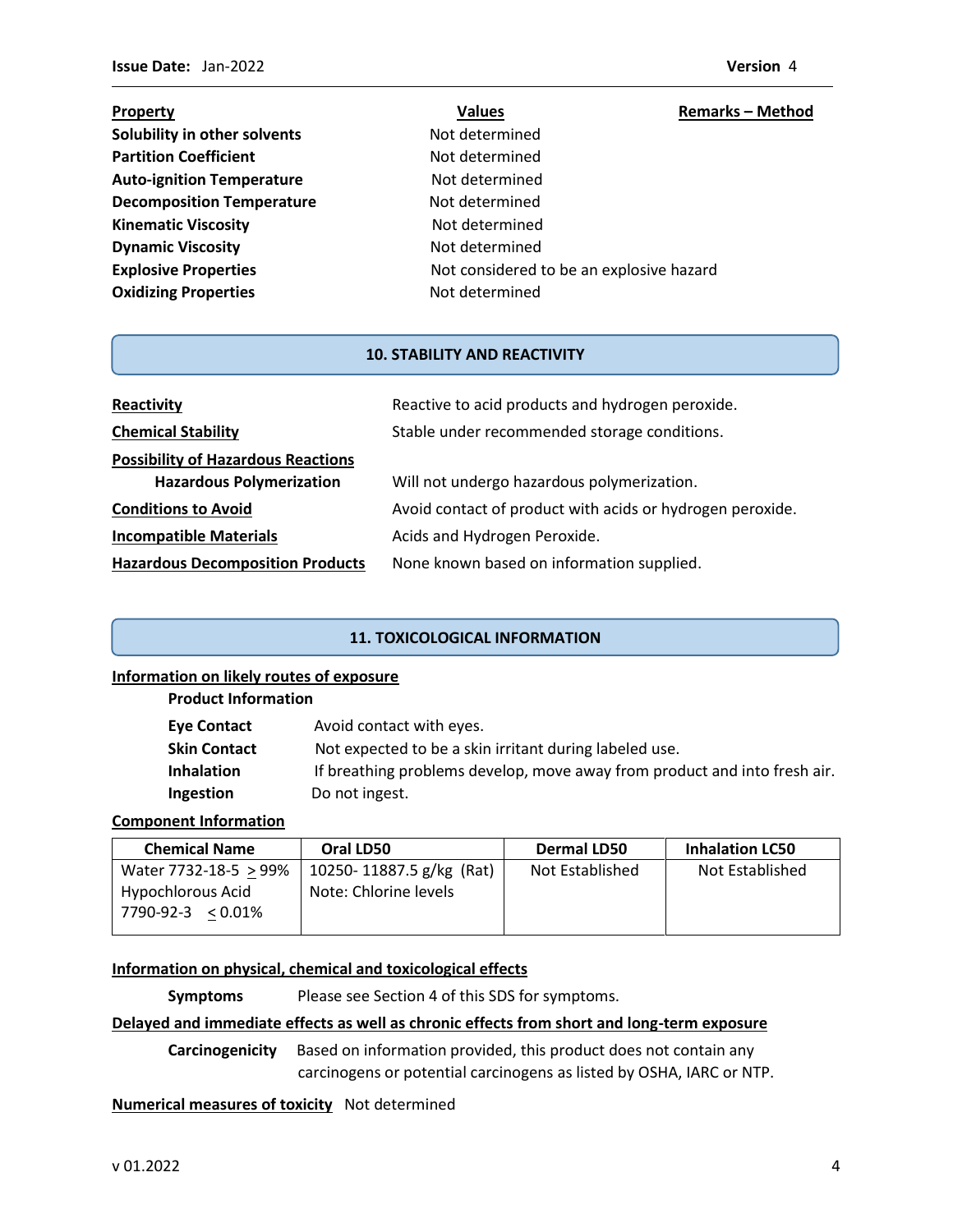| Property | Values | Remarks – Method |
|---|---|---|
| **Solubility in other solvents** | Not determined | |
| **Partition Coefficient** | Not determined | |
| **Auto-ignition Temperature** | Not determined | |
| **Decomposition Temperature** | Not determined | |
| **Kinematic Viscosity** | Not determined | |
| **Dynamic Viscosity** | Not determined | |
| **Explosive Properties** | Not considered to be an explosive hazard | |
| **Oxidizing Properties** | Not determined | |

## 10. STABILITY AND REACTIVITY

**Reactivity** Reactive to acid products and hydrogen peroxide.

**Chemical Stability** Stable under recommended storage conditions.

**Possibility of Hazardous Reactions**

**Hazardous Polymerization** Will not undergo hazardous polymerization.

**Conditions to Avoid** Avoid contact of product with acids or hydrogen peroxide.

**Incompatible Materials** Acids and Hydrogen Peroxide.

**Hazardous Decomposition Products** None known based on information supplied.

## 11. TOXICOLOGICAL INFORMATION

**Information on likely routes of exposure**

**Product Information**

**Eye Contact** Avoid contact with eyes.

**Skin Contact** Not expected to be a skin irritant during labeled use.

**Inhalation** If breathing problems develop, move away from product and into fresh air.

**Ingestion** Do not ingest.

**Component Information**

| Chemical Name | Oral LD50 | Dermal LD50 | Inhalation LC50 |
|---|---|---|---|
| Water 7732-18-5 ≥ 99% Hypochlorous Acid 7790-92-3 ≤ 0.01% | 10250- 11887.5 g/kg (Rat) Note: Chlorine levels | Not Established | Not Established |

**Information on physical, chemical and toxicological effects**

**Symptoms** Please see Section 4 of this SDS for symptoms.

**Delayed and immediate effects as well as chronic effects from short and long-term exposure**

**Carcinogenicity** Based on information provided, this product does not contain any carcinogens or potential carcinogens as listed by OSHA, IARC or NTP.

**Numerical measures of toxicity** Not determined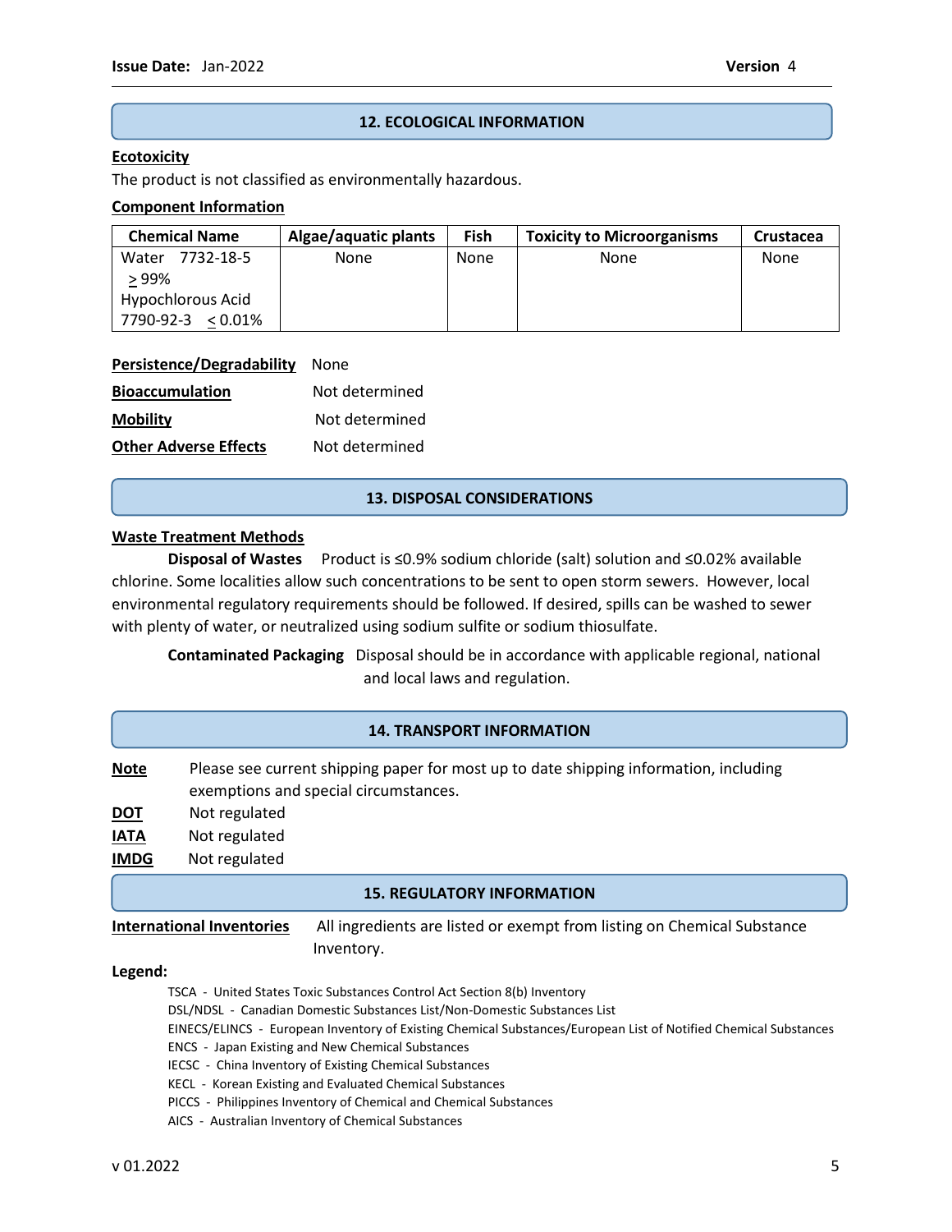## 12. ECOLOGICAL INFORMATION

**Ecotoxicity**

The product is not classified as environmentally hazardous.

**Component Information**

| Chemical Name | Algae/aquatic plants | Fish | Toxicity to Microorganisms | Crustacea |
|---|---|---|---|---|
| Water 7732-18-5 ≥ 99% Hypochlorous Acid 7790-92-3 ≤ 0.01% | None | None | None | None |

**Persistence/Degradability** None

**Bioaccumulation** Not determined

**Mobility** Not determined

**Other Adverse Effects** Not determined

## 13. DISPOSAL CONSIDERATIONS

**Waste Treatment Methods**

**Disposal of Wastes** Product is ≤0.9% sodium chloride (salt) solution and ≤0.02% available chlorine. Some localities allow such concentrations to be sent to open storm sewers. However, local environmental regulatory requirements should be followed. If desired, spills can be washed to sewer with plenty of water, or neutralized using sodium sulfite or sodium thiosulfate.

**Contaminated Packaging** Disposal should be in accordance with applicable regional, national and local laws and regulation.

## 14. TRANSPORT INFORMATION

**Note** Please see current shipping paper for most up to date shipping information, including exemptions and special circumstances.

**DOT** Not regulated

**IATA** Not regulated

**IMDG** Not regulated

## 15. REGULATORY INFORMATION

**International Inventories** All ingredients are listed or exempt from listing on Chemical Substance Inventory.

**Legend:**

- TSCA - United States Toxic Substances Control Act Section 8(b) Inventory
- DSL/NDSL - Canadian Domestic Substances List/Non-Domestic Substances List
- EINECS/ELINCS - European Inventory of Existing Chemical Substances/European List of Notified Chemical Substances
- ENCS - Japan Existing and New Chemical Substances
- IECSC - China Inventory of Existing Chemical Substances
- KECL - Korean Existing and Evaluated Chemical Substances
- PICCS - Philippines Inventory of Chemical and Chemical Substances
- AICS - Australian Inventory of Chemical Substances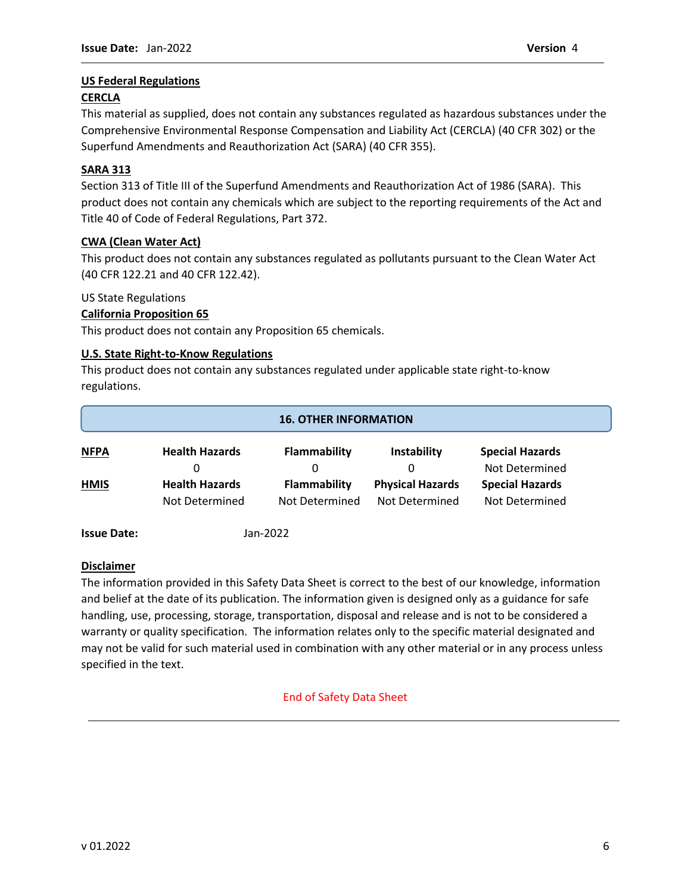**US Federal Regulations**

**CERCLA**

This material as supplied, does not contain any substances regulated as hazardous substances under the Comprehensive Environmental Response Compensation and Liability Act (CERCLA) (40 CFR 302) or the Superfund Amendments and Reauthorization Act (SARA) (40 CFR 355).

**SARA 313**

Section 313 of Title III of the Superfund Amendments and Reauthorization Act of 1986 (SARA). This product does not contain any chemicals which are subject to the reporting requirements of the Act and Title 40 of Code of Federal Regulations, Part 372.

**CWA (Clean Water Act)**

This product does not contain any substances regulated as pollutants pursuant to the Clean Water Act (40 CFR 122.21 and 40 CFR 122.42).

US State Regulations

**California Proposition 65**

This product does not contain any Proposition 65 chemicals.

**U.S. State Right-to-Know Regulations**

This product does not contain any substances regulated under applicable state right-to-know regulations.

## 16. OTHER INFORMATION

| | | | | |
|---|---|---|---|---|
| **NFPA** | **Health Hazards** | **Flammability** | **Instability** | **Special Hazards** |
| | 0 | 0 | 0 | Not Determined |
| **HMIS** | **Health Hazards** | **Flammability** | **Physical Hazards** | **Special Hazards** |
| | Not Determined | Not Determined | Not Determined | Not Determined |

**Issue Date:** Jan-2022

**Disclaimer**

The information provided in this Safety Data Sheet is correct to the best of our knowledge, information and belief at the date of its publication. The information given is designed only as a guidance for safe handling, use, processing, storage, transportation, disposal and release and is not to be considered a warranty or quality specification. The information relates only to the specific material designated and may not be valid for such material used in combination with any other material or in any process unless specified in the text.

End of Safety Data Sheet